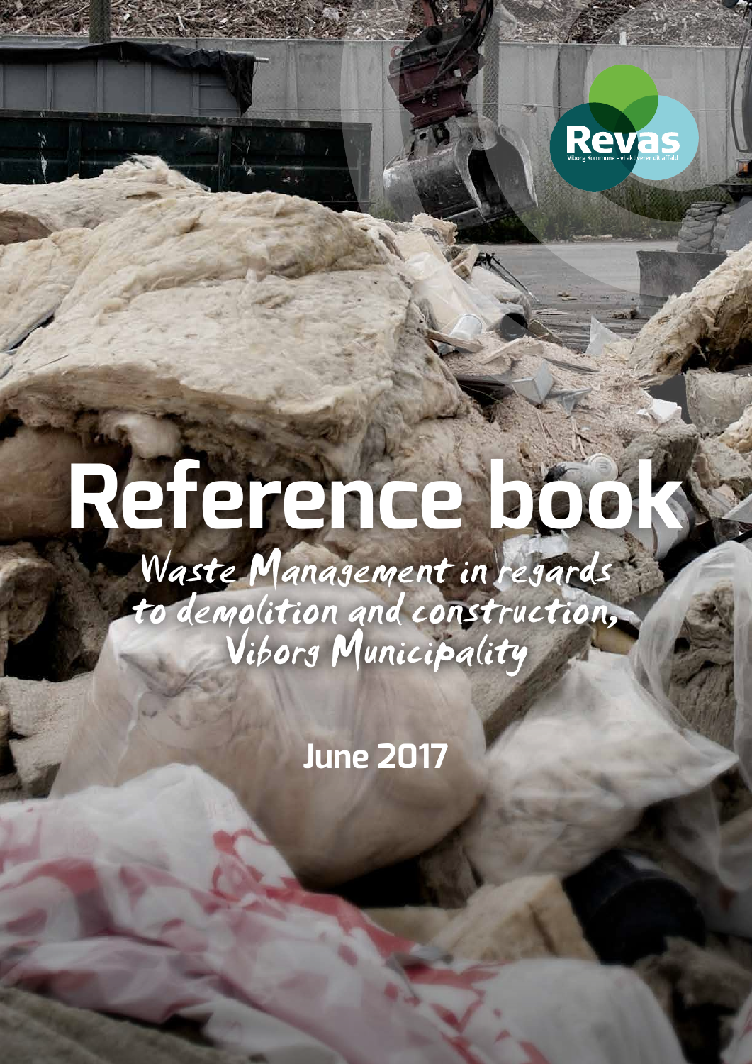Revas

Viborg Kommune - vi aktiverer dit affald

# Reference book

## Waste Management in regards to demolition and construction, Viborg Municipality

**June 2017**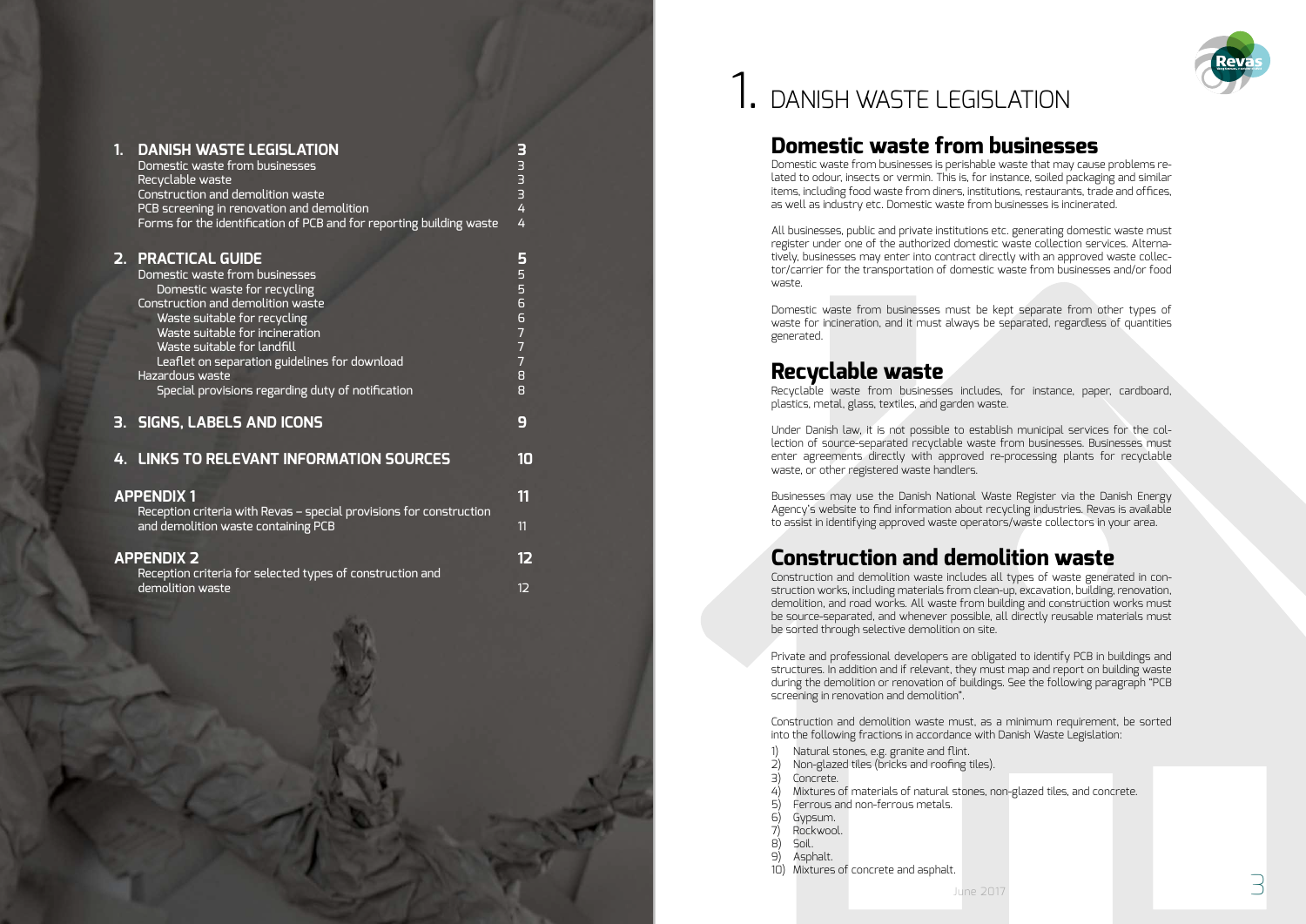| | |
|---|---|
| **1. DANISH WASTE LEGISLATION** | **3** |
| Domestic waste from businesses | 3 |
| Recyclable waste | 3 |
| Construction and demolition waste | 3 |
| PCB screening in renovation and demolition | 4 |
| Forms for the identification of PCB and for reporting building waste | 4 |
| **2. PRACTICAL GUIDE** | **5** |
| Domestic waste from businesses | 5 |
| Domestic waste for recycling | 5 |
| Construction and demolition waste | 6 |
| Waste suitable for recycling | 6 |
| Waste suitable for incineration | 7 |
| Waste suitable for landfill | 7 |
| Leaflet on separation guidelines for download | 7 |
| Hazardous waste | 8 |
| Special provisions regarding duty of notification | 8 |
| **3. SIGNS, LABELS AND ICONS** | **9** |
| **4. LINKS TO RELEVANT INFORMATION SOURCES** | **10** |
| **APPENDIX 1** | **11** |
| Reception criteria with Revas – special provisions for construction and demolition waste containing PCB | 11 |
| **APPENDIX 2** | **12** |
| Reception criteria for selected types of construction and demolition waste | 12 |

# 1. DANISH WASTE LEGISLATION

## Domestic waste from businesses

Domestic waste from businesses is perishable waste that may cause problems related to odour, insects or vermin. This is, for instance, soiled packaging and similar items, including food waste from diners, institutions, restaurants, trade and offices, as well as industry etc. Domestic waste from businesses is incinerated.

All businesses, public and private institutions etc. generating domestic waste must register under one of the authorized domestic waste collection services. Alternatively, businesses may enter into contract directly with an approved waste collector/carrier for the transportation of domestic waste from businesses and/or food waste.

Domestic waste from businesses must be kept separate from other types of waste for incineration, and it must always be separated, regardless of quantities generated.

## Recyclable waste

Recyclable waste from businesses includes, for instance, paper, cardboard, plastics, metal, glass, textiles, and garden waste.

Under Danish law, it is not possible to establish municipal services for the collection of source-separated recyclable waste from businesses. Businesses must enter agreements directly with approved re-processing plants for recyclable waste, or other registered waste handlers.

Businesses may use the Danish National Waste Register via the Danish Energy Agency's website to find information about recycling industries. Revas is available to assist in identifying approved waste operators/waste collectors in your area.

## Construction and demolition waste

Construction and demolition waste includes all types of waste generated in construction works, including materials from clean-up, excavation, building, renovation, demolition, and road works. All waste from building and construction works must be source-separated, and whenever possible, all directly reusable materials must be sorted through selective demolition on site.

Private and professional developers are obligated to identify PCB in buildings and structures. In addition and if relevant, they must map and report on building waste during the demolition or renovation of buildings. See the following paragraph "PCB screening in renovation and demolition".

Construction and demolition waste must, as a minimum requirement, be sorted into the following fractions in accordance with Danish Waste Legislation:

1) Natural stones, e.g. granite and flint.
2) Non-glazed tiles (bricks and roofing tiles).
3) Concrete.
4) Mixtures of materials of natural stones, non-glazed tiles, and concrete.
5) Ferrous and non-ferrous metals.
6) Gypsum.
7) Rockwool.
8) Soil.
9) Asphalt.
10) Mixtures of concrete and asphalt.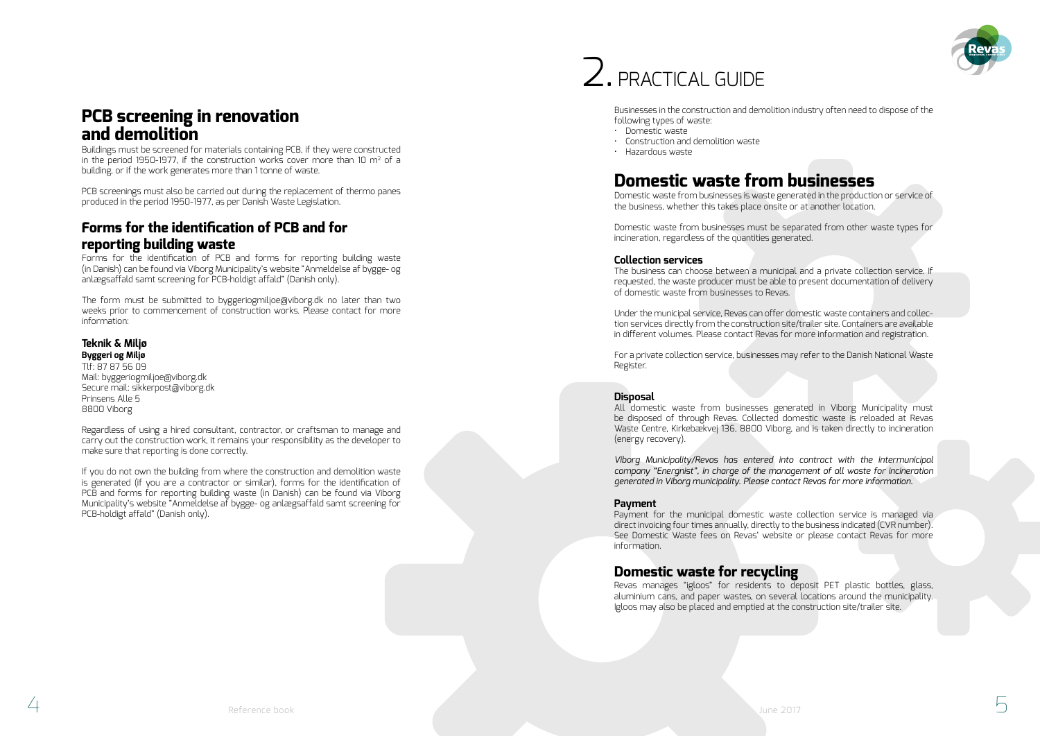## PCB screening in renovation and demolition

Buildings must be screened for materials containing PCB, if they were constructed in the period 1950-1977, if the construction works cover more than 10 m$^2$ of a building, or if the work generates more than 1 tonne of waste.

PCB screenings must also be carried out during the replacement of thermo panes produced in the period 1950-1977, as per Danish Waste Legislation.

### Forms for the identification of PCB and for reporting building waste

Forms for the identification of PCB and forms for reporting building waste (in Danish) can be found via Viborg Municipality's website "Anmeldelse af bygge- og anlægsaffald samt screening for PCB-holdigt affald" (Danish only).

The form must be submitted to byggeriogmiljoe@viborg.dk no later than two weeks prior to commencement of construction works. Please contact for more information:

**Teknik & Miljø**
**Byggeri og Miljø**
Tlf: 87 87 56 09
Mail: byggeriogmiljoe@viborg.dk
Secure mail: sikkerpost@viborg.dk
Prinsens Alle 5
8800 Viborg

Regardless of using a hired consultant, contractor, or craftsman to manage and carry out the construction work, it remains your responsibility as the developer to make sure that reporting is done correctly.

If you do not own the building from where the construction and demolition waste is generated (if you are a contractor or similar), forms for the identification of PCB and forms for reporting building waste (in Danish) can be found via Viborg Municipality's website "Anmeldelse af bygge- og anlægsaffald samt screening for PCB-holdigt affald" (Danish only).

# 2. PRACTICAL GUIDE

Businesses in the construction and demolition industry often need to dispose of the following types of waste:

- Domestic waste
- Construction and demolition waste
- Hazardous waste

## Domestic waste from businesses

Domestic waste from businesses is waste generated in the production or service of the business, whether this takes place onsite or at another location.

Domestic waste from businesses must be separated from other waste types for incineration, regardless of the quantities generated.

### Collection services

The business can choose between a municipal and a private collection service. If requested, the waste producer must be able to present documentation of delivery of domestic waste from businesses to Revas.

Under the municipal service, Revas can offer domestic waste containers and collection services directly from the construction site/trailer site. Containers are available in different volumes. Please contact Revas for more information and registration.

For a private collection service, businesses may refer to the Danish National Waste Register.

### Disposal

All domestic waste from businesses generated in Viborg Municipality must be disposed of through Revas. Collected domestic waste is reloaded at Revas Waste Centre, Kirkebækvej 136, 8800 Viborg, and is taken directly to incineration (energy recovery).

*Viborg Municipality/Revas has entered into contract with the intermunicipal company "Energnist", in charge of the management of all waste for incineration generated in Viborg municipality. Please contact Revas for more information.*

### Payment

Payment for the municipal domestic waste collection service is managed via direct invoicing four times annually, directly to the business indicated (CVR number). See Domestic Waste fees on Revas' website or please contact Revas for more information.

## Domestic waste for recycling

Revas manages "igloos" for residents to deposit PET plastic bottles, glass, aluminium cans, and paper wastes, on several locations around the municipality. Igloos may also be placed and emptied at the construction site/trailer site.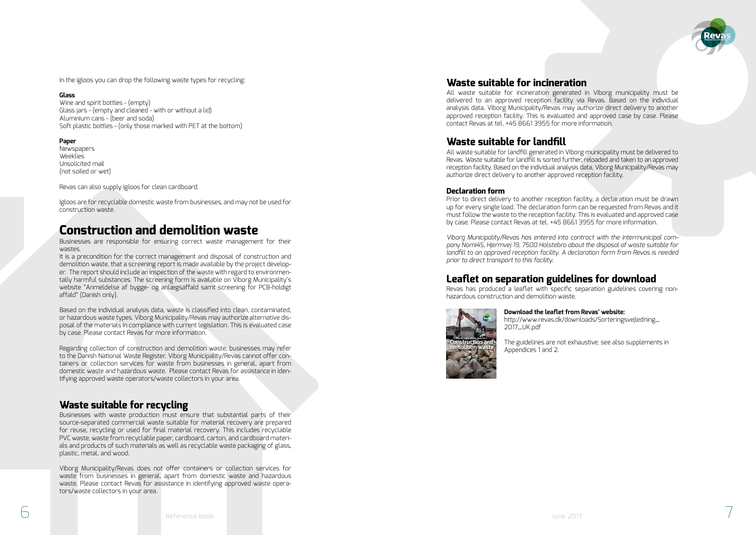In the igloos you can drop the following waste types for recycling:

**Glass**
Wine and spirit bottles - (empty)
Glass jars - (empty and cleaned - with or without a lid)
Aluminium cans - (beer and soda)
Soft plastic bottles - (only those marked with PET at the bottom)

**Paper**
Newspapers
Weeklies
Unsolicited mail
(not soiled or wet)

Revas can also supply igloos for clean cardboard.

Igloos are for recyclable domestic waste from businesses, and may not be used for construction waste.

# Construction and demolition waste

Businesses are responsible for ensuring correct waste management for their wastes.
It is a precondition for the correct management and disposal of construction and demolition waste, that a screening report is made available by the project developer. The report should include an inspection of the waste with regard to environmentally harmful substances. The screening form is available on Viborg Municipality's website "Anmeldelse af bygge- og anlægsaffald samt screening for PCB-holdigt affald" (Danish only).

Based on the individual analysis data, waste is classified into clean, contaminated, or hazardous waste types. Viborg Municipality/Revas may authorize alternative disposal of the materials in compliance with current legislation. This is evaluated case by case. Please contact Revas for more information.

Regarding collection of construction and demolition waste, businesses may refer to the Danish National Waste Register. Viborg Municipality/Revas cannot offer containers or collection services for waste from businesses in general, apart from domestic waste and hazardous waste. Please contact Revas for assistance in identifying approved waste operators/waste collectors in your area.

## Waste suitable for recycling

Businesses with waste production must ensure that substantial parts of their source-separated commercial waste suitable for material recovery are prepared for reuse, recycling or used for final material recovery. This includes recyclable PVC waste, waste from recyclable paper, cardboard, carton, and cardboard materials and products of such materials as well as recyclable waste packaging of glass, plastic, metal, and wood.

Viborg Municipality/Revas does not offer containers or collection services for waste from businesses in general, apart from domestic waste and hazardous waste. Please contact Revas for assistance in identifying approved waste operators/waste collectors in your area.

## Waste suitable for incineration

All waste suitable for incineration generated in Viborg municipality must be delivered to an approved reception facility via Revas. Based on the individual analysis data, Viborg Municipality/Revas may authorize direct delivery to another approved reception facility. This is evaluated and approved case by case. Please contact Revas at tel. +45 8661 3955 for more information.

## Waste suitable for landfill

All waste suitable for landfill generated in Viborg municipality must be delivered to Revas. Waste suitable for landfill is sorted further, reloaded and taken to an approved reception facility. Based on the individual analysis data, Viborg Municipality/Revas may authorize direct delivery to another approved reception facility.

### Declaration form

Prior to direct delivery to another reception facility, a declaration must be drawn up for every single load. The declaration form can be requested from Revas and it must follow the waste to the reception facility. This is evaluated and approved case by case. Please contact Revas at tel. +45 8661 3955 for more information.

*Viborg Municipality/Revas has entered into contract with the intermunicipal company Nomi4S, Hjermvej 19, 7500 Holstebro about the disposal of waste suitable for landfill to an approved reception facility. A declaration form from Revas is needed prior to direct transport to this facility.*

## Leaflet on separation guidelines for download

Revas has produced a leaflet with specific separation guidelines covering non-hazardous construction and demolition waste.

**Download the leaflet from Revas' website:**
http://www.revas.dk/downloads/Sorteringsvejledning_2017_UK.pdf

The guidelines are not exhaustive; see also supplements in Appendices 1 and 2.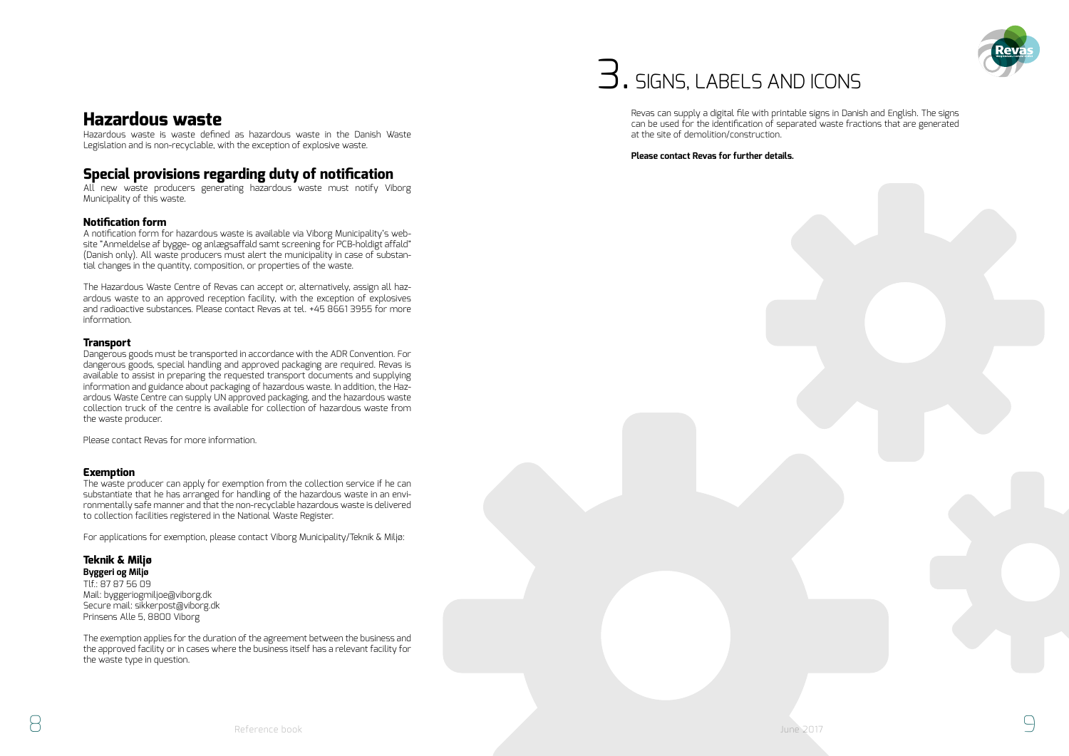## Hazardous waste

Hazardous waste is waste defined as hazardous waste in the Danish Waste Legislation and is non-recyclable, with the exception of explosive waste.

## Special provisions regarding duty of notification

All new waste producers generating hazardous waste must notify Viborg Municipality of this waste.

### Notification form

A notification form for hazardous waste is available via Viborg Municipality's website "Anmeldelse af bygge- og anlægsaffald samt screening for PCB-holdigt affald" (Danish only). All waste producers must alert the municipality in case of substantial changes in the quantity, composition, or properties of the waste.

The Hazardous Waste Centre of Revas can accept or, alternatively, assign all hazardous waste to an approved reception facility, with the exception of explosives and radioactive substances. Please contact Revas at tel. +45 8661 3955 for more information.

### Transport

Dangerous goods must be transported in accordance with the ADR Convention. For dangerous goods, special handling and approved packaging are required. Revas is available to assist in preparing the requested transport documents and supplying information and guidance about packaging of hazardous waste. In addition, the Hazardous Waste Centre can supply UN approved packaging, and the hazardous waste collection truck of the centre is available for collection of hazardous waste from the waste producer.

Please contact Revas for more information.

### Exemption

The waste producer can apply for exemption from the collection service if he can substantiate that he has arranged for handling of the hazardous waste in an environmentally safe manner and that the non-recyclable hazardous waste is delivered to collection facilities registered in the National Waste Register.

For applications for exemption, please contact Viborg Municipality/Teknik & Miljø:

**Teknik & Miljø**
**Byggeri og Miljø**
Tlf.: 87 87 56 09
Mail: byggeriogmiljoe@viborg.dk
Secure mail: sikkerpost@viborg.dk
Prinsens Alle 5, 8800 Viborg

The exemption applies for the duration of the agreement between the business and the approved facility or in cases where the business itself has a relevant facility for the waste type in question.

# 3. SIGNS, LABELS AND ICONS

Revas can supply a digital file with printable signs in Danish and English. The signs can be used for the identification of separated waste fractions that are generated at the site of demolition/construction.

**Please contact Revas for further details.**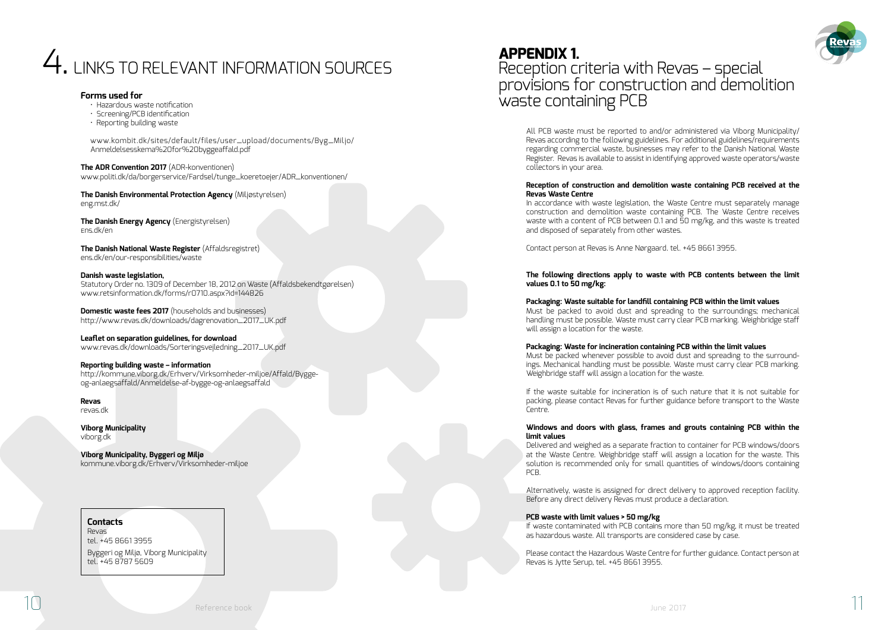# 4. LINKS TO RELEVANT INFORMATION SOURCES

**Forms used for**

- Hazardous waste notification
- Screening/PCB identification
- Reporting building waste

www.kombit.dk/sites/default/files/user_upload/documents/Byg_Miljo/Anmeldelsesskema%20for%20byggeaffald.pdf

**The ADR Convention 2017** (ADR-konventionen)
www.politi.dk/da/borgerservice/Fardsel/tunge_koeretoejer/ADR_konventionen/

**The Danish Environmental Protection Agency** (Miljøstyrelsen)
eng.mst.dk/

**The Danish Energy Agency** (Energistyrelsen)
ens.dk/en

**The Danish National Waste Register** (Affaldsregistret)
ens.dk/en/our-responsibilities/waste

**Danish waste legislation,**
Statutory Order no. 1309 of December 18, 2012 on Waste (Affaldsbekendtgørelsen)
www.retsinformation.dk/forms/r0710.aspx?id=144826

**Domestic waste fees 2017** (households and businesses)
http://www.revas.dk/downloads/dagrenovation_2017_UK.pdf

**Leaflet on separation guidelines, for download**
www.revas.dk/downloads/Sorteringsvejledning_2017_UK.pdf

**Reporting building waste – information**
http://kommune.viborg.dk/Erhverv/Virksomheder-miljoe/Affald/Bygge-og-anlaegsaffald/Anmeldelse-af-bygge-og-anlaegsaffald

**Revas**
revas.dk

**Viborg Municipality**
viborg.dk

**Viborg Municipality, Byggeri og Miljø**
kommune.viborg.dk/Erhverv/Virksomheder-miljoe

**Contacts**
Revas
tel. +45 8661 3955
Byggeri og Miljø, Viborg Municipality
tel. +45 8787 5609

# APPENDIX 1.
## Reception criteria with Revas – special provisions for construction and demolition waste containing PCB

All PCB waste must be reported to and/or administered via Viborg Municipality/Revas according to the following guidelines. For additional guidelines/requirements regarding commercial waste, businesses may refer to the Danish National Waste Register. Revas is available to assist in identifying approved waste operators/waste collectors in your area.

**Reception of construction and demolition waste containing PCB received at the Revas Waste Centre**
In accordance with waste legislation, the Waste Centre must separately manage construction and demolition waste containing PCB. The Waste Centre receives waste with a content of PCB between 0.1 and 50 mg/kg, and this waste is treated and disposed of separately from other wastes.

Contact person at Revas is Anne Nørgaard. tel. +45 8661 3955.

**The following directions apply to waste with PCB contents between the limit values 0.1 to 50 mg/kg:**

**Packaging: Waste suitable for landfill containing PCB within the limit values**
Must be packed to avoid dust and spreading to the surroundings; mechanical handling must be possible. Waste must carry clear PCB marking. Weighbridge staff will assign a location for the waste.

**Packaging: Waste for incineration containing PCB within the limit values**
Must be packed whenever possible to avoid dust and spreading to the surroundings. Mechanical handling must be possible. Waste must carry clear PCB marking. Weighbridge staff will assign a location for the waste.

If the waste suitable for incineration is of such nature that it is not suitable for packing, please contact Revas for further guidance before transport to the Waste Centre.

**Windows and doors with glass, frames and grouts containing PCB within the limit values**
Delivered and weighed as a separate fraction to container for PCB windows/doors at the Waste Centre. Weighbridge staff will assign a location for the waste. This solution is recommended only for small quantities of windows/doors containing PCB.

Alternatively, waste is assigned for direct delivery to approved reception facility. Before any direct delivery Revas must produce a declaration.

**PCB waste with limit values > 50 mg/kg**
If waste contaminated with PCB contains more than 50 mg/kg, it must be treated as hazardous waste. All transports are considered case by case.

Please contact the Hazardous Waste Centre for further guidance. Contact person at Revas is Jytte Serup, tel. +45 8661 3955.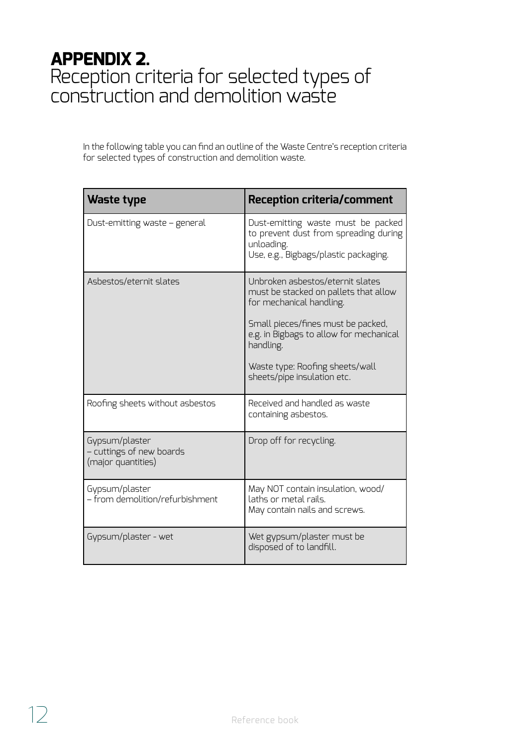# APPENDIX 2.
## Reception criteria for selected types of construction and demolition waste

In the following table you can find an outline of the Waste Centre's reception criteria for selected types of construction and demolition waste.

| Waste type | Reception criteria/comment |
|---|---|
| Dust-emitting waste – general | Dust-emitting waste must be packed to prevent dust from spreading during unloading.<br>Use, e.g., Bigbags/plastic packaging. |
| Asbestos/eternit slates | Unbroken asbestos/eternit slates must be stacked on pallets that allow for mechanical handling.<br><br>Small pieces/fines must be packed, e.g. in Bigbags to allow for mechanical handling.<br><br>Waste type: Roofing sheets/wall sheets/pipe insulation etc. |
| Roofing sheets without asbestos | Received and handled as waste containing asbestos. |
| Gypsum/plaster – cuttings of new boards (major quantities) | Drop off for recycling. |
| Gypsum/plaster – from demolition/refurbishment | May NOT contain insulation, wood/laths or metal rails.<br>May contain nails and screws. |
| Gypsum/plaster - wet | Wet gypsum/plaster must be disposed of to landfill. |